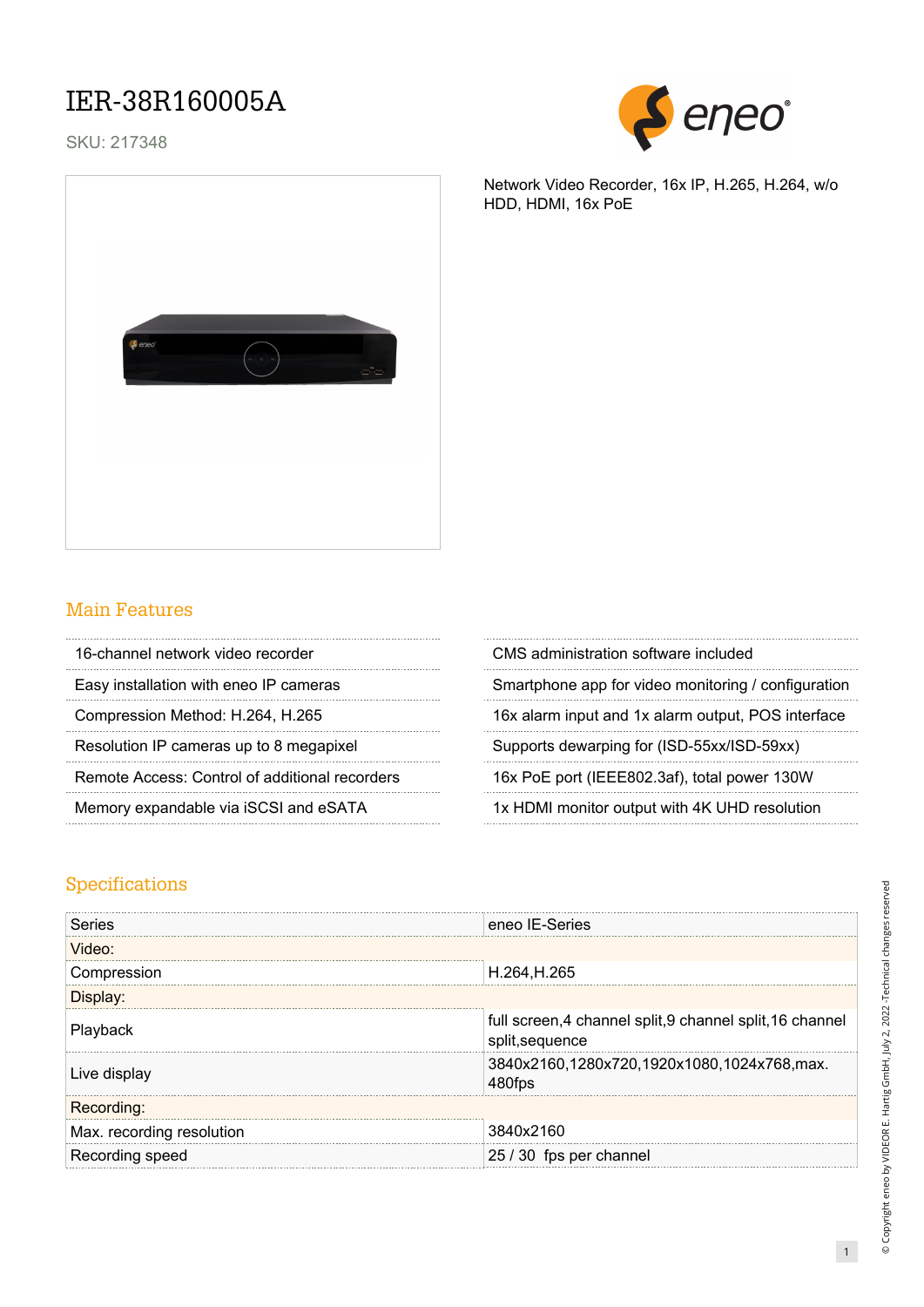# IER-38R160005A

SKU: 217348

Network Video Recorder, 16x IP, H.265, H.264, w/o HDD, HDMI, 16x PoE

## Main Features

- 16-channel network video recorder
- Easy installation with eneo IP cameras
- Compression Method: H.264, H.265
- Resolution IP cameras up to 8 megapixel
- Remote Access: Control of additional recorders
- Memory expandable via iSCSI and eSATA
- CMS administration software included
- Smartphone app for video monitoring / configuration
- 16x alarm input and 1x alarm output, POS interface
- Supports dewarping for (ISD-55xx/ISD-59xx)
- 16x PoE port (IEEE802.3af), total power 130W
- 1x HDMI monitor output with 4K UHD resolution

## Specifications

| Series | eneo IE-Series |
|---|---|
| Video: | |
| Compression | H.264,H.265 |
| Display: | |
| Playback | full screen,4 channel split,9 channel split,16 channel split,sequence |
| Live display | 3840x2160,1280x720,1920x1080,1024x768,max. 480fps |
| Recording: | |
| Max. recording resolution | 3840x2160 |
| Recording speed | 25 / 30 fps per channel |

© Copyright eneo by VIDEOR E. Hartig GmbH, July 2, 2022 -Technical changes reserved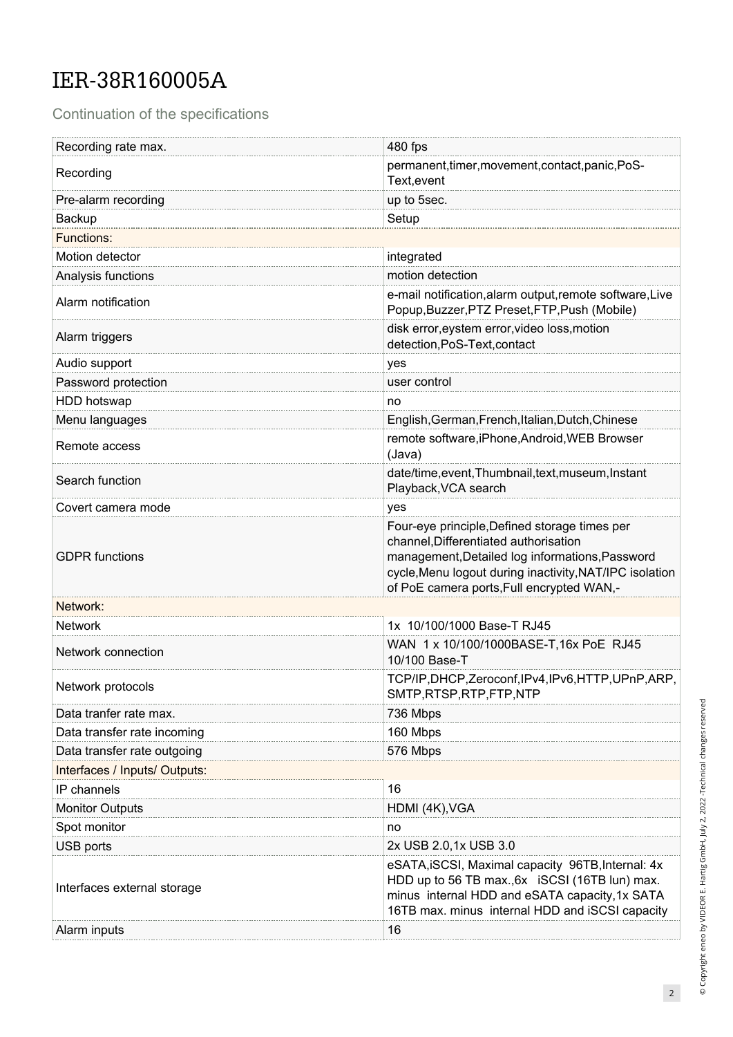# IER-38R160005A

Continuation of the specifications

| | |
|---|---|
| Recording rate max. | 480 fps |
| Recording | permanent,timer,movement,contact,panic,PoS-Text,event |
| Pre-alarm recording | up to 5sec. |
| Backup | Setup |
| Functions: | |
| Motion detector | integrated |
| Analysis functions | motion detection |
| Alarm notification | e-mail notification,alarm output,remote software,Live Popup,Buzzer,PTZ Preset,FTP,Push (Mobile) |
| Alarm triggers | disk error,eystem error,video loss,motion detection,PoS-Text,contact |
| Audio support | yes |
| Password protection | user control |
| HDD hotswap | no |
| Menu languages | English,German,French,Italian,Dutch,Chinese |
| Remote access | remote software,iPhone,Android,WEB Browser (Java) |
| Search function | date/time,event,Thumbnail,text,museum,Instant Playback,VCA search |
| Covert camera mode | yes |
| GDPR functions | Four-eye principle,Defined storage times per channel,Differentiated authorisation management,Detailed log informations,Password cycle,Menu logout during inactivity,NAT/IPC isolation of PoE camera ports,Full encrypted WAN,- |
| Network: | |
| Network | 1x 10/100/1000 Base-T RJ45 |
| Network connection | WAN 1 x 10/100/1000BASE-T,16x PoE RJ45 10/100 Base-T |
| Network protocols | TCP/IP,DHCP,Zeroconf,IPv4,IPv6,HTTP,UPnP,ARP,SMTP,RTSP,RTP,FTP,NTP |
| Data tranfer rate max. | 736 Mbps |
| Data transfer rate incoming | 160 Mbps |
| Data transfer rate outgoing | 576 Mbps |
| Interfaces / Inputs/ Outputs: | |
| IP channels | 16 |
| Monitor Outputs | HDMI (4K),VGA |
| Spot monitor | no |
| USB ports | 2x USB 2.0,1x USB 3.0 |
| Interfaces external storage | eSATA,iSCSI, Maximal capacity 96TB,Internal: 4x HDD up to 56 TB max.,6x iSCSI (16TB lun) max. minus internal HDD and eSATA capacity,1x SATA 16TB max. minus internal HDD and iSCSI capacity |
| Alarm inputs | 16 |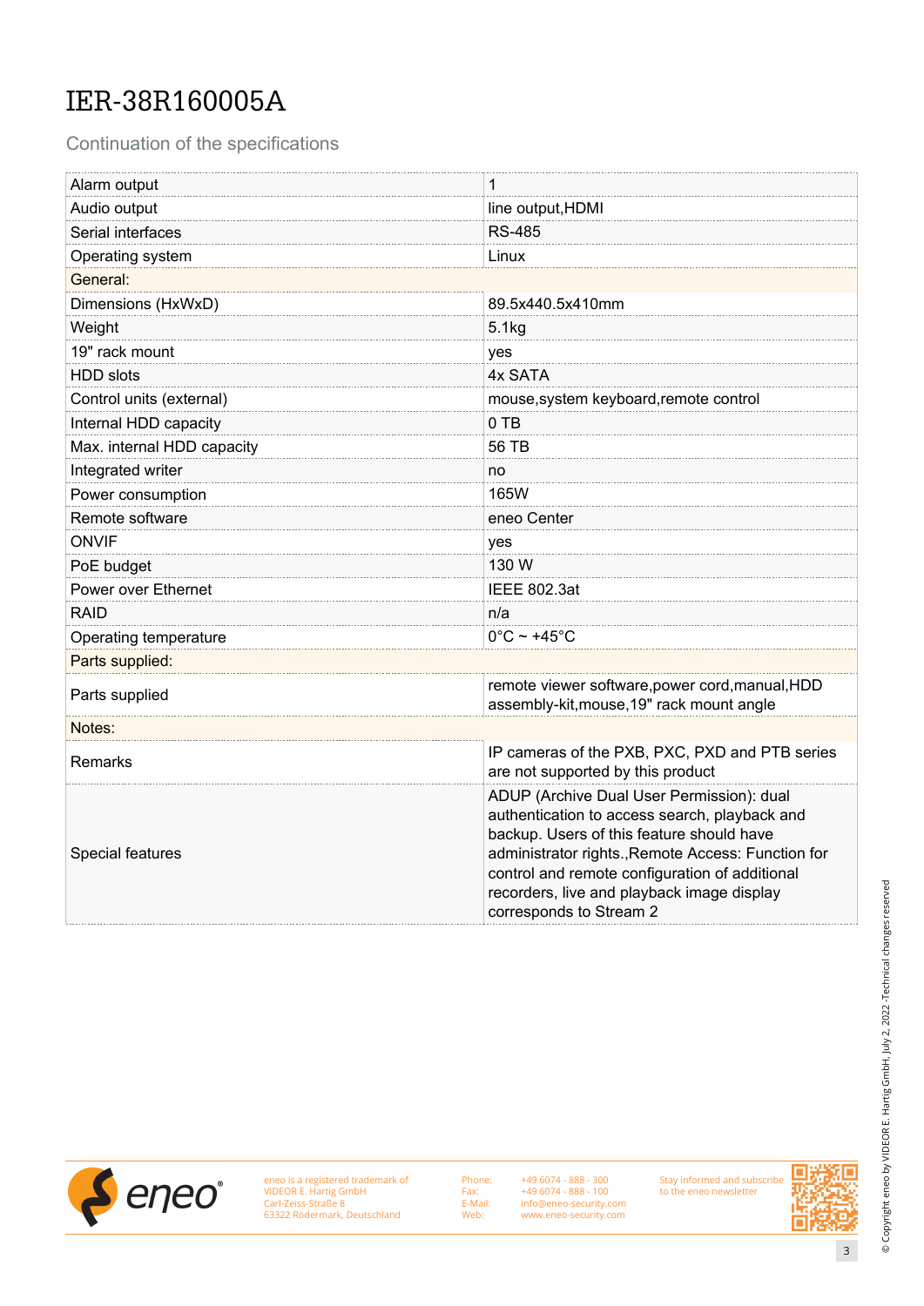# IER-38R160005A

Continuation of the specifications

| | |
|---|---|
| Alarm output | 1 |
| Audio output | line output,HDMI |
| Serial interfaces | RS-485 |
| Operating system | Linux |
| General: | |
| Dimensions (HxWxD) | 89.5x440.5x410mm |
| Weight | 5.1kg |
| 19" rack mount | yes |
| HDD slots | 4x SATA |
| Control units (external) | mouse,system keyboard,remote control |
| Internal HDD capacity | 0 TB |
| Max. internal HDD capacity | 56 TB |
| Integrated writer | no |
| Power consumption | 165W |
| Remote software | eneo Center |
| ONVIF | yes |
| PoE budget | 130 W |
| Power over Ethernet | IEEE 802.3at |
| RAID | n/a |
| Operating temperature | 0°C ~ +45°C |
| Parts supplied: | |
| Parts supplied | remote viewer software,power cord,manual,HDD assembly-kit,mouse,19" rack mount angle |
| Notes: | |
| Remarks | IP cameras of the PXB, PXC, PXD and PTB series are not supported by this product |
| Special features | ADUP (Archive Dual User Permission): dual authentication to access search, playback and backup. Users of this feature should have administrator rights.,Remote Access: Function for control and remote configuration of additional recorders, live and playback image display corresponds to Stream 2 |

eneo is a registered trademark of VIDEOR E. Hartig GmbH
Carl-Zeiss-Straße 8
63322 Rödermark, Deutschland

Phone: +49 6074 - 888 - 300
Fax: +49 6074 - 888 - 100
E-Mail: info@eneo-security.com
Web: www.eneo-security.com

Stay informed and subscribe to the eneo newsletter

© Copyright eneo by VIDEOR E. Hartig GmbH, July 2, 2022 -Technical changes reserved